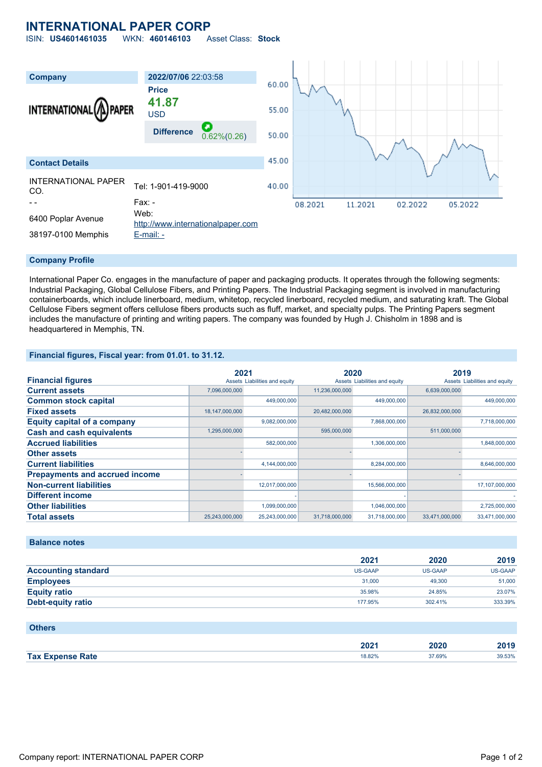# INTERNATIONAL PAPER CORP

ISIN: **US4601461035** WKN: **460146103** Asset Class: **Stock**

| Company | 2022/07/06 22:03:58 |
|---|---|
| | **Price** 41.87 USD |
| | **Difference** 0.62%(0.26) |

60.00
55.00
50.00
45.00
40.00
08.2021 11.2021 02.2022 05.2022

## Contact Details

| | |
|---|---|
| INTERNATIONAL PAPER CO. | Tel: 1-901-419-9000 |
| - - | Fax: - |
| 6400 Poplar Avenue | Web: http://www.internationalpaper.com |
| 38197-0100 Memphis | E-mail: - |

## Company Profile

International Paper Co. engages in the manufacture of paper and packaging products. It operates through the following segments: Industrial Packaging, Global Cellulose Fibers, and Printing Papers. The Industrial Packaging segment is involved in manufacturing containerboards, which include linerboard, medium, whitetop, recycled linerboard, recycled medium, and saturating kraft. The Global Cellulose Fibers segment offers cellulose fibers products such as fluff, market, and specialty pulps. The Printing Papers segment includes the manufacture of printing and writing papers. The company was founded by Hugh J. Chisholm in 1898 and is headquartered in Memphis, TN.

## Financial figures, Fiscal year: from 01.01. to 31.12.

| Financial figures | 2021 | | 2020 | | 2019 | |
|---|---|---|---|---|---|---|
| | Assets | Liabilities and equity | Assets | Liabilities and equity | Assets | Liabilities and equity |
| **Current assets** | 7,096,000,000 | | 11,236,000,000 | | 6,639,000,000 | |
| **Common stock capital** | | 449,000,000 | | 449,000,000 | | 449,000,000 |
| **Fixed assets** | 18,147,000,000 | | 20,482,000,000 | | 26,832,000,000 | |
| **Equity capital of a company** | | 9,082,000,000 | | 7,868,000,000 | | 7,718,000,000 |
| **Cash and cash equivalents** | 1,295,000,000 | | 595,000,000 | | 511,000,000 | |
| **Accrued liabilities** | | 582,000,000 | | 1,306,000,000 | | 1,848,000,000 |
| **Other assets** | - | | - | | - | |
| **Current liabilities** | | 4,144,000,000 | | 8,284,000,000 | | 8,646,000,000 |
| **Prepayments and accrued income** | - | | - | | - | |
| **Non-current liabilities** | | 12,017,000,000 | | 15,566,000,000 | | 17,107,000,000 |
| **Different income** | | - | | - | | - |
| **Other liabilities** | | 1,099,000,000 | | 1,046,000,000 | | 2,725,000,000 |
| **Total assets** | 25,243,000,000 | 25,243,000,000 | 31,718,000,000 | 31,718,000,000 | 33,471,000,000 | 33,471,000,000 |

## Balance notes

| | 2021 | 2020 | 2019 |
|---|---|---|---|
| **Accounting standard** | US-GAAP | US-GAAP | US-GAAP |
| **Employees** | 31,000 | 49,300 | 51,000 |
| **Equity ratio** | 35.98% | 24.85% | 23.07% |
| **Debt-equity ratio** | 177.95% | 302.41% | 333.39% |

## Others

| | 2021 | 2020 | 2019 |
|---|---|---|---|
| **Tax Expense Rate** | 18.82% | 37.69% | 39.53% |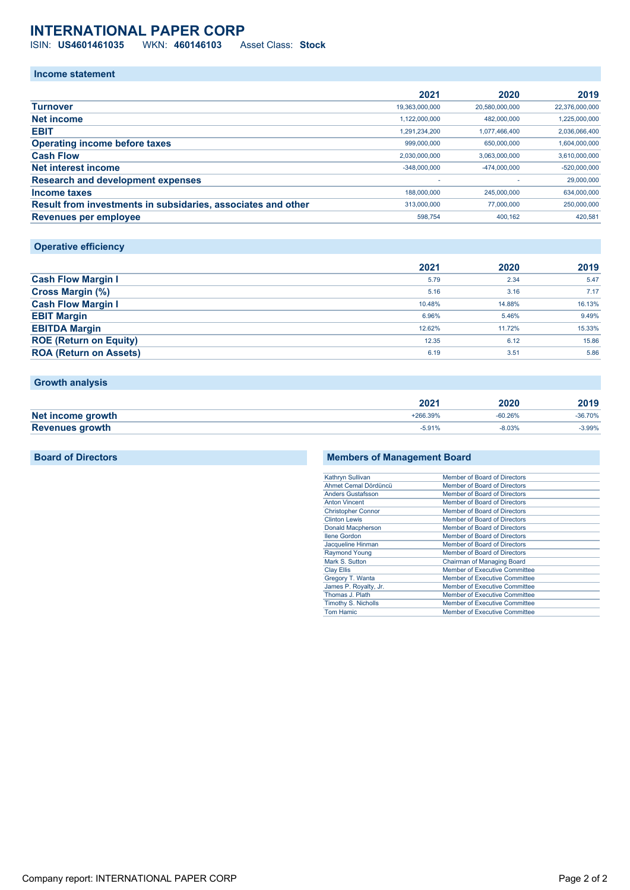# INTERNATIONAL PAPER CORP

ISIN: **US4601461035** WKN: **460146103** Asset Class: **Stock**

## Income statement

| | 2021 | 2020 | 2019 |
|---|---|---|---|
| **Turnover** | 19,363,000,000 | 20,580,000,000 | 22,376,000,000 |
| **Net income** | 1,122,000,000 | 482,000,000 | 1,225,000,000 |
| **EBIT** | 1,291,234,200 | 1,077,466,400 | 2,036,066,400 |
| **Operating income before taxes** | 999,000,000 | 650,000,000 | 1,604,000,000 |
| **Cash Flow** | 2,030,000,000 | 3,063,000,000 | 3,610,000,000 |
| **Net interest income** | -348,000,000 | -474,000,000 | -520,000,000 |
| **Research and development expenses** | - | - | 29,000,000 |
| **Income taxes** | 188,000,000 | 245,000,000 | 634,000,000 |
| **Result from investments in subsidaries, associates and other** | 313,000,000 | 77,000,000 | 250,000,000 |
| **Revenues per employee** | 598,754 | 400,162 | 420,581 |

## Operative efficiency

| | 2021 | 2020 | 2019 |
|---|---|---|---|
| **Cash Flow Margin I** | 5.79 | 2.34 | 5.47 |
| **Cross Margin (%)** | 5.16 | 3.16 | 7.17 |
| **Cash Flow Margin I** | 10.48% | 14.88% | 16.13% |
| **EBIT Margin** | 6.96% | 5.46% | 9.49% |
| **EBITDA Margin** | 12.62% | 11.72% | 15.33% |
| **ROE (Return on Equity)** | 12.35 | 6.12 | 15.86 |
| **ROA (Return on Assets)** | 6.19 | 3.51 | 5.86 |

## Growth analysis

| | 2021 | 2020 | 2019 |
|---|---|---|---|
| **Net income growth** | +266.39% | -60.26% | -36.70% |
| **Revenues growth** | -5.91% | -8.03% | -3.99% |

## Board of Directors

## Members of Management Board

| | |
|---|---|
| Kathryn Sullivan | Member of Board of Directors |
| Ahmet Cemal Dördüncü | Member of Board of Directors |
| Anders Gustafsson | Member of Board of Directors |
| Anton Vincent | Member of Board of Directors |
| Christopher Connor | Member of Board of Directors |
| Clinton Lewis | Member of Board of Directors |
| Donald Macpherson | Member of Board of Directors |
| Ilene Gordon | Member of Board of Directors |
| Jacqueline Hinman | Member of Board of Directors |
| Raymond Young | Member of Board of Directors |
| Mark S. Sutton | Chairman of Managing Board |
| Clay Ellis | Member of Executive Committee |
| Gregory T. Wanta | Member of Executive Committee |
| James P. Royalty, Jr. | Member of Executive Committee |
| Thomas J. Plath | Member of Executive Committee |
| Timothy S. Nicholls | Member of Executive Committee |
| Tom Hamic | Member of Executive Committee |